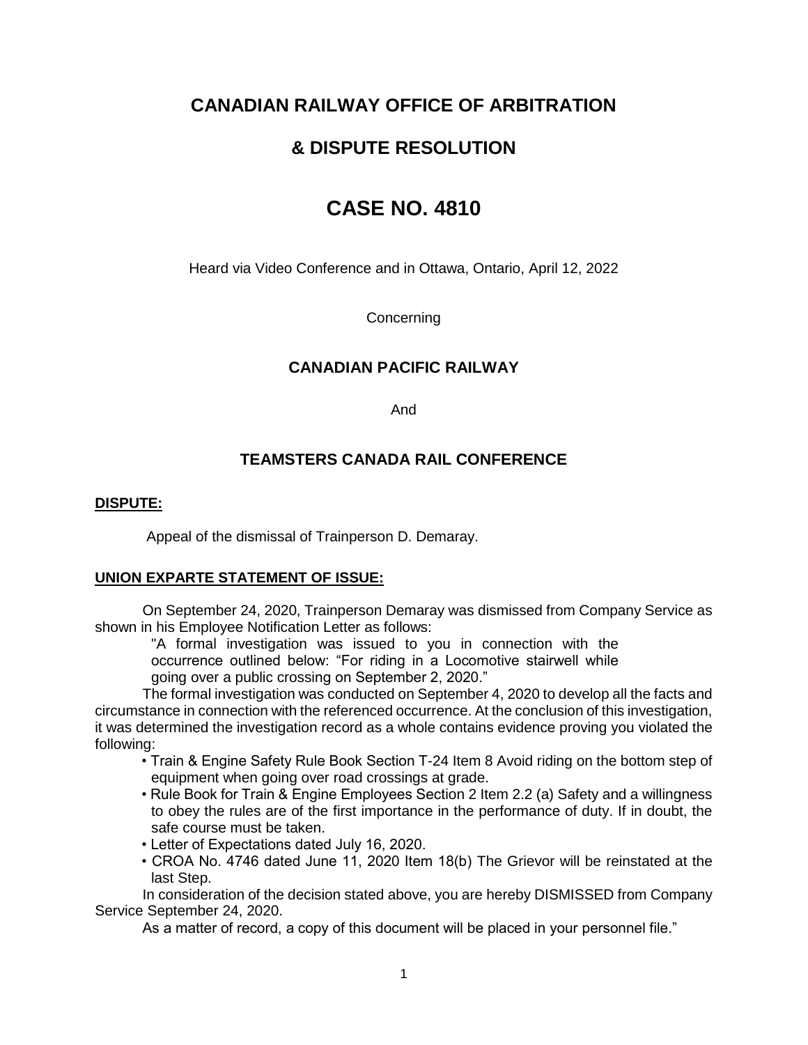# CANADIAN RAILWAY OFFICE OF ARBITRATION

# & DISPUTE RESOLUTION

# CASE NO. 4810

Heard via Video Conference and in Ottawa, Ontario, April 12, 2022

Concerning

### CANADIAN PACIFIC RAILWAY

And

### TEAMSTERS CANADA RAIL CONFERENCE

**DISPUTE:**

Appeal of the dismissal of Trainperson D. Demaray.

**UNION EXPARTE STATEMENT OF ISSUE:**

On September 24, 2020, Trainperson Demaray was dismissed from Company Service as shown in his Employee Notification Letter as follows:

> "A formal investigation was issued to you in connection with the occurrence outlined below: "For riding in a Locomotive stairwell while going over a public crossing on September 2, 2020."

The formal investigation was conducted on September 4, 2020 to develop all the facts and circumstance in connection with the referenced occurrence. At the conclusion of this investigation, it was determined the investigation record as a whole contains evidence proving you violated the following:

- Train & Engine Safety Rule Book Section T-24 Item 8 Avoid riding on the bottom step of equipment when going over road crossings at grade.
- Rule Book for Train & Engine Employees Section 2 Item 2.2 (a) Safety and a willingness to obey the rules are of the first importance in the performance of duty. If in doubt, the safe course must be taken.
- Letter of Expectations dated July 16, 2020.
- CROA No. 4746 dated June 11, 2020 Item 18(b) The Grievor will be reinstated at the last Step.

In consideration of the decision stated above, you are hereby DISMISSED from Company Service September 24, 2020.

As a matter of record, a copy of this document will be placed in your personnel file."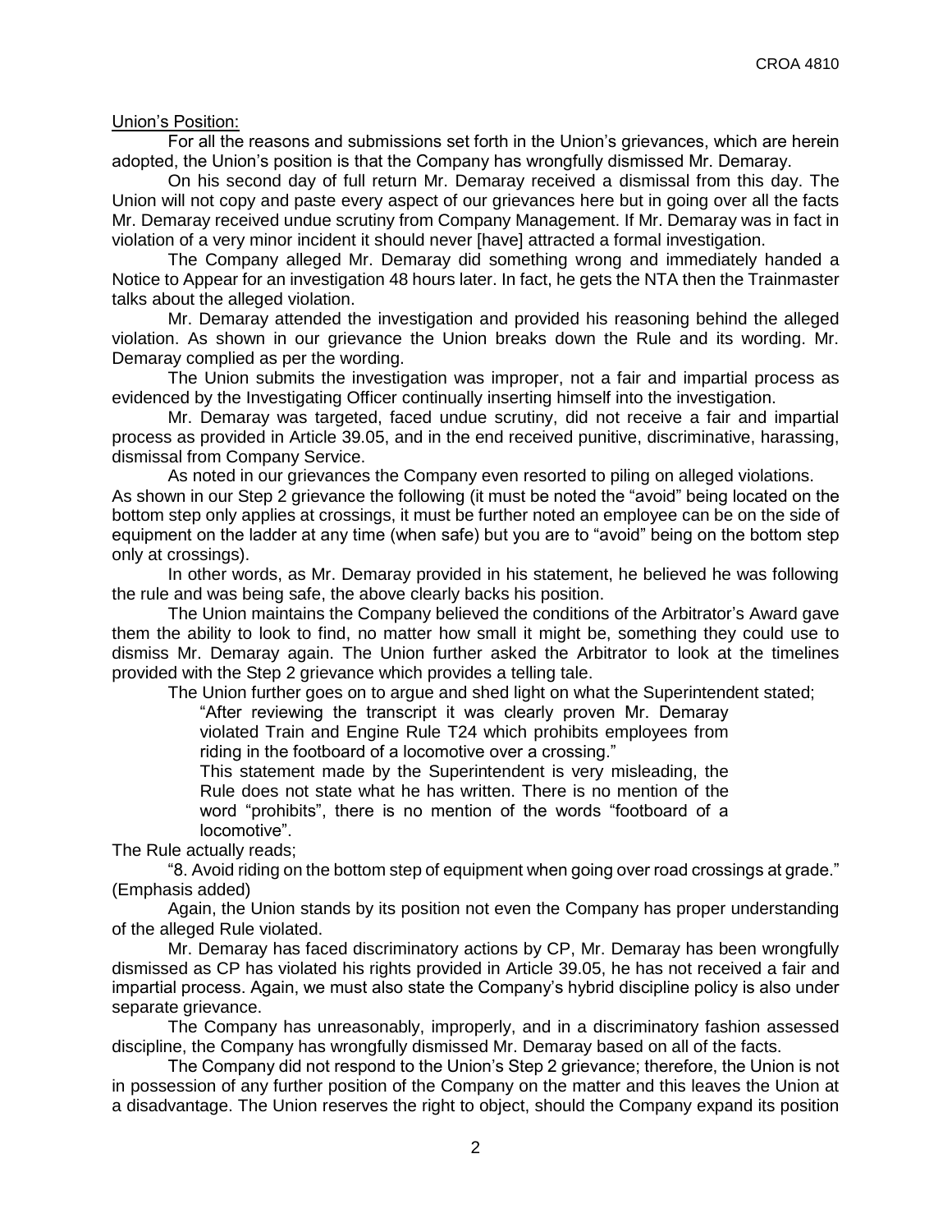Union's Position:

For all the reasons and submissions set forth in the Union's grievances, which are herein adopted, the Union's position is that the Company has wrongfully dismissed Mr. Demaray.

On his second day of full return Mr. Demaray received a dismissal from this day. The Union will not copy and paste every aspect of our grievances here but in going over all the facts Mr. Demaray received undue scrutiny from Company Management. If Mr. Demaray was in fact in violation of a very minor incident it should never [have] attracted a formal investigation.

The Company alleged Mr. Demaray did something wrong and immediately handed a Notice to Appear for an investigation 48 hours later. In fact, he gets the NTA then the Trainmaster talks about the alleged violation.

Mr. Demaray attended the investigation and provided his reasoning behind the alleged violation. As shown in our grievance the Union breaks down the Rule and its wording. Mr. Demaray complied as per the wording.

The Union submits the investigation was improper, not a fair and impartial process as evidenced by the Investigating Officer continually inserting himself into the investigation.

Mr. Demaray was targeted, faced undue scrutiny, did not receive a fair and impartial process as provided in Article 39.05, and in the end received punitive, discriminative, harassing, dismissal from Company Service.

As noted in our grievances the Company even resorted to piling on alleged violations. As shown in our Step 2 grievance the following (it must be noted the "avoid" being located on the bottom step only applies at crossings, it must be further noted an employee can be on the side of equipment on the ladder at any time (when safe) but you are to "avoid" being on the bottom step only at crossings).

In other words, as Mr. Demaray provided in his statement, he believed he was following the rule and was being safe, the above clearly backs his position.

The Union maintains the Company believed the conditions of the Arbitrator's Award gave them the ability to look to find, no matter how small it might be, something they could use to dismiss Mr. Demaray again. The Union further asked the Arbitrator to look at the timelines provided with the Step 2 grievance which provides a telling tale.

The Union further goes on to argue and shed light on what the Superintendent stated;

> "After reviewing the transcript it was clearly proven Mr. Demaray violated Train and Engine Rule T24 which prohibits employees from riding in the footboard of a locomotive over a crossing."
>
> This statement made by the Superintendent is very misleading, the Rule does not state what he has written. There is no mention of the word "prohibits", there is no mention of the words "footboard of a locomotive".

The Rule actually reads;

"8. Avoid riding on the bottom step of equipment when going over road crossings at grade." (Emphasis added)

Again, the Union stands by its position not even the Company has proper understanding of the alleged Rule violated.

Mr. Demaray has faced discriminatory actions by CP, Mr. Demaray has been wrongfully dismissed as CP has violated his rights provided in Article 39.05, he has not received a fair and impartial process. Again, we must also state the Company's hybrid discipline policy is also under separate grievance.

The Company has unreasonably, improperly, and in a discriminatory fashion assessed discipline, the Company has wrongfully dismissed Mr. Demaray based on all of the facts.

The Company did not respond to the Union's Step 2 grievance; therefore, the Union is not in possession of any further position of the Company on the matter and this leaves the Union at a disadvantage. The Union reserves the right to object, should the Company expand its position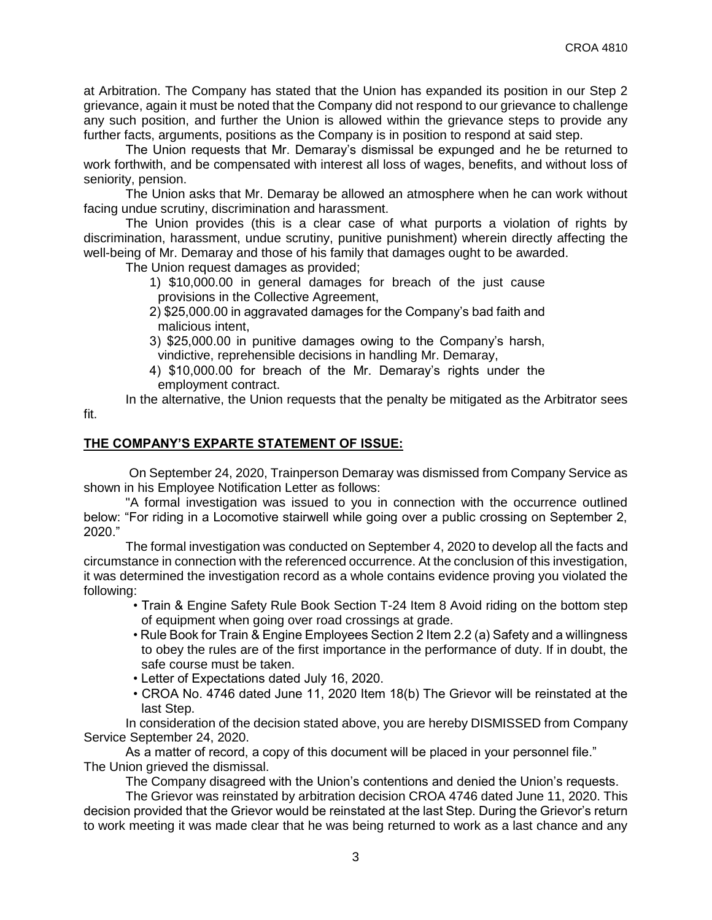at Arbitration. The Company has stated that the Union has expanded its position in our Step 2 grievance, again it must be noted that the Company did not respond to our grievance to challenge any such position, and further the Union is allowed within the grievance steps to provide any further facts, arguments, positions as the Company is in position to respond at said step.

The Union requests that Mr. Demaray's dismissal be expunged and he be returned to work forthwith, and be compensated with interest all loss of wages, benefits, and without loss of seniority, pension.

The Union asks that Mr. Demaray be allowed an atmosphere when he can work without facing undue scrutiny, discrimination and harassment.

The Union provides (this is a clear case of what purports a violation of rights by discrimination, harassment, undue scrutiny, punitive punishment) wherein directly affecting the well-being of Mr. Demaray and those of his family that damages ought to be awarded.

The Union request damages as provided;

1) $10,000.00 in general damages for breach of the just cause provisions in the Collective Agreement,
2) $25,000.00 in aggravated damages for the Company's bad faith and malicious intent,
3) $25,000.00 in punitive damages owing to the Company's harsh, vindictive, reprehensible decisions in handling Mr. Demaray,
4) $10,000.00 for breach of the Mr. Demaray's rights under the employment contract.

In the alternative, the Union requests that the penalty be mitigated as the Arbitrator sees fit.

## THE COMPANY'S EXPARTE STATEMENT OF ISSUE:

On September 24, 2020, Trainperson Demaray was dismissed from Company Service as shown in his Employee Notification Letter as follows:

"A formal investigation was issued to you in connection with the occurrence outlined below: "For riding in a Locomotive stairwell while going over a public crossing on September 2, 2020."

The formal investigation was conducted on September 4, 2020 to develop all the facts and circumstance in connection with the referenced occurrence. At the conclusion of this investigation, it was determined the investigation record as a whole contains evidence proving you violated the following:

- Train & Engine Safety Rule Book Section T-24 Item 8 Avoid riding on the bottom step of equipment when going over road crossings at grade.
- Rule Book for Train & Engine Employees Section 2 Item 2.2 (a) Safety and a willingness to obey the rules are of the first importance in the performance of duty. If in doubt, the safe course must be taken.
- Letter of Expectations dated July 16, 2020.
- CROA No. 4746 dated June 11, 2020 Item 18(b) The Grievor will be reinstated at the last Step.

In consideration of the decision stated above, you are hereby DISMISSED from Company Service September 24, 2020.

As a matter of record, a copy of this document will be placed in your personnel file."

The Union grieved the dismissal.

The Company disagreed with the Union's contentions and denied the Union's requests.

The Grievor was reinstated by arbitration decision CROA 4746 dated June 11, 2020. This decision provided that the Grievor would be reinstated at the last Step. During the Grievor's return to work meeting it was made clear that he was being returned to work as a last chance and any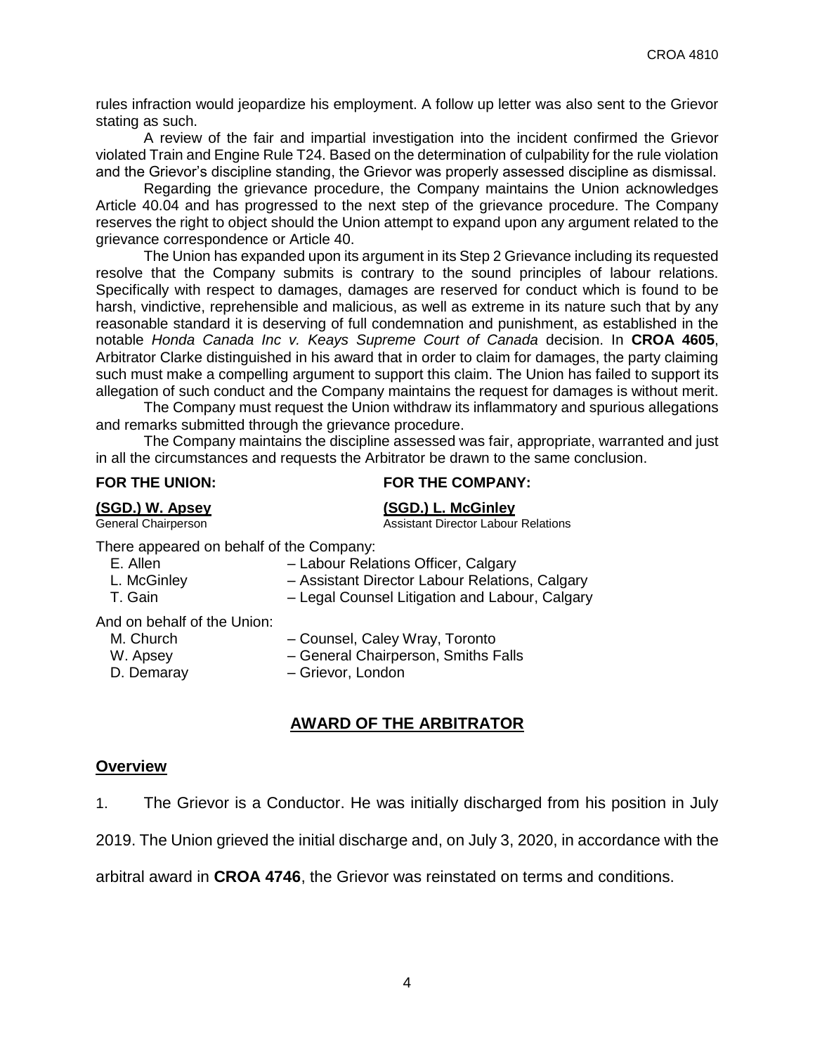rules infraction would jeopardize his employment. A follow up letter was also sent to the Grievor stating as such.

A review of the fair and impartial investigation into the incident confirmed the Grievor violated Train and Engine Rule T24. Based on the determination of culpability for the rule violation and the Grievor's discipline standing, the Grievor was properly assessed discipline as dismissal.

Regarding the grievance procedure, the Company maintains the Union acknowledges Article 40.04 and has progressed to the next step of the grievance procedure. The Company reserves the right to object should the Union attempt to expand upon any argument related to the grievance correspondence or Article 40.

The Union has expanded upon its argument in its Step 2 Grievance including its requested resolve that the Company submits is contrary to the sound principles of labour relations. Specifically with respect to damages, damages are reserved for conduct which is found to be harsh, vindictive, reprehensible and malicious, as well as extreme in its nature such that by any reasonable standard it is deserving of full condemnation and punishment, as established in the notable *Honda Canada Inc v. Keays Supreme Court of Canada* decision. In **CROA 4605**, Arbitrator Clarke distinguished in his award that in order to claim for damages, the party claiming such must make a compelling argument to support this claim. The Union has failed to support its allegation of such conduct and the Company maintains the request for damages is without merit.

The Company must request the Union withdraw its inflammatory and spurious allegations and remarks submitted through the grievance procedure.

The Company maintains the discipline assessed was fair, appropriate, warranted and just in all the circumstances and requests the Arbitrator be drawn to the same conclusion.

**FOR THE UNION:**
**(SGD.) W. Apsey**
General Chairperson

**FOR THE COMPANY:**
**(SGD.) L. McGinley**
Assistant Director Labour Relations

There appeared on behalf of the Company:

E. Allen – Labour Relations Officer, Calgary
L. McGinley – Assistant Director Labour Relations, Calgary
T. Gain – Legal Counsel Litigation and Labour, Calgary

And on behalf of the Union:

M. Church – Counsel, Caley Wray, Toronto
W. Apsey – General Chairperson, Smiths Falls
D. Demaray – Grievor, London

## AWARD OF THE ARBITRATOR

### Overview

1. The Grievor is a Conductor. He was initially discharged from his position in July 2019. The Union grieved the initial discharge and, on July 3, 2020, in accordance with the arbitral award in **CROA 4746**, the Grievor was reinstated on terms and conditions.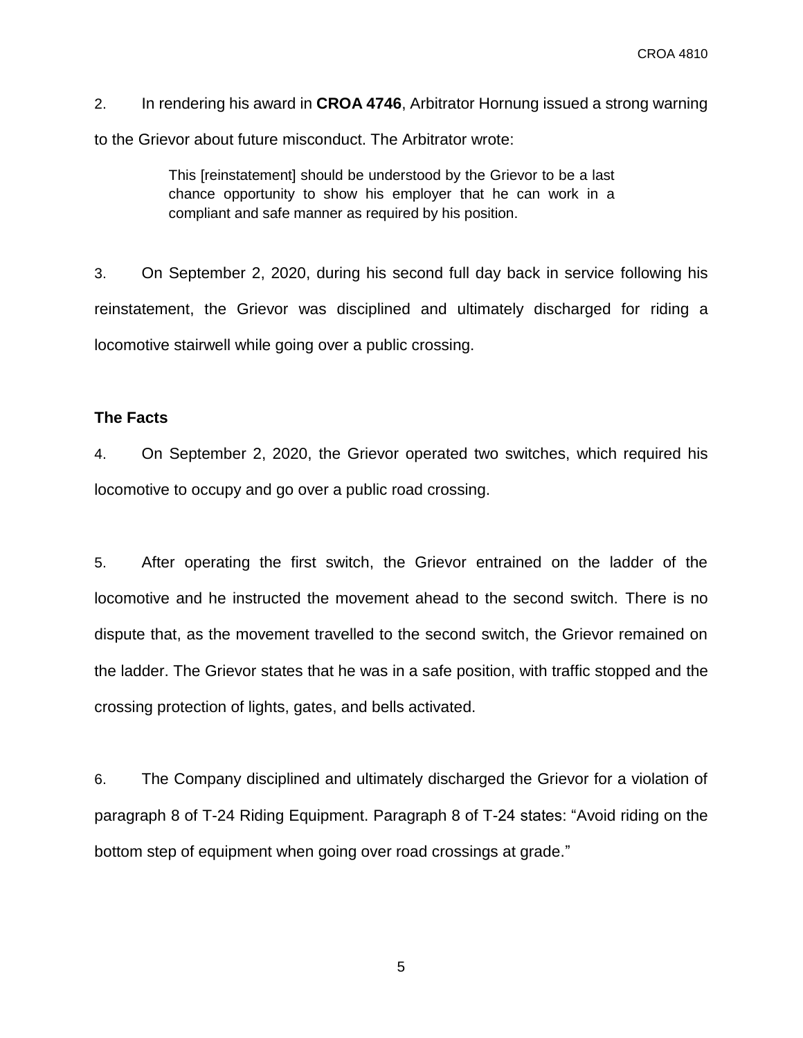2. In rendering his award in **CROA 4746**, Arbitrator Hornung issued a strong warning to the Grievor about future misconduct. The Arbitrator wrote:

> This [reinstatement] should be understood by the Grievor to be a last chance opportunity to show his employer that he can work in a compliant and safe manner as required by his position.

3. On September 2, 2020, during his second full day back in service following his reinstatement, the Grievor was disciplined and ultimately discharged for riding a locomotive stairwell while going over a public crossing.

**The Facts**

4. On September 2, 2020, the Grievor operated two switches, which required his locomotive to occupy and go over a public road crossing.

5. After operating the first switch, the Grievor entrained on the ladder of the locomotive and he instructed the movement ahead to the second switch. There is no dispute that, as the movement travelled to the second switch, the Grievor remained on the ladder. The Grievor states that he was in a safe position, with traffic stopped and the crossing protection of lights, gates, and bells activated.

6. The Company disciplined and ultimately discharged the Grievor for a violation of paragraph 8 of T-24 Riding Equipment. Paragraph 8 of T-24 states: "Avoid riding on the bottom step of equipment when going over road crossings at grade."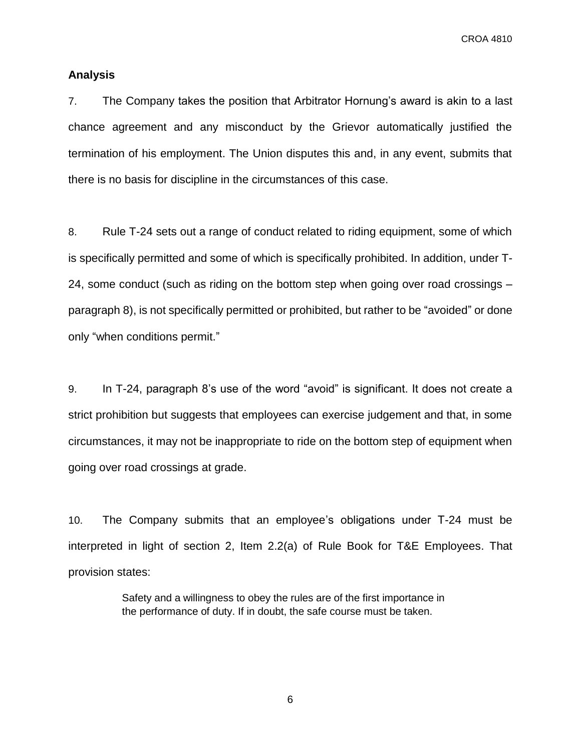## Analysis

7. The Company takes the position that Arbitrator Hornung's award is akin to a last chance agreement and any misconduct by the Grievor automatically justified the termination of his employment. The Union disputes this and, in any event, submits that there is no basis for discipline in the circumstances of this case.

8. Rule T-24 sets out a range of conduct related to riding equipment, some of which is specifically permitted and some of which is specifically prohibited. In addition, under T-24, some conduct (such as riding on the bottom step when going over road crossings – paragraph 8), is not specifically permitted or prohibited, but rather to be "avoided" or done only "when conditions permit."

9. In T-24, paragraph 8's use of the word "avoid" is significant. It does not create a strict prohibition but suggests that employees can exercise judgement and that, in some circumstances, it may not be inappropriate to ride on the bottom step of equipment when going over road crossings at grade.

10. The Company submits that an employee's obligations under T-24 must be interpreted in light of section 2, Item 2.2(a) of Rule Book for T&E Employees. That provision states:

> Safety and a willingness to obey the rules are of the first importance in the performance of duty. If in doubt, the safe course must be taken.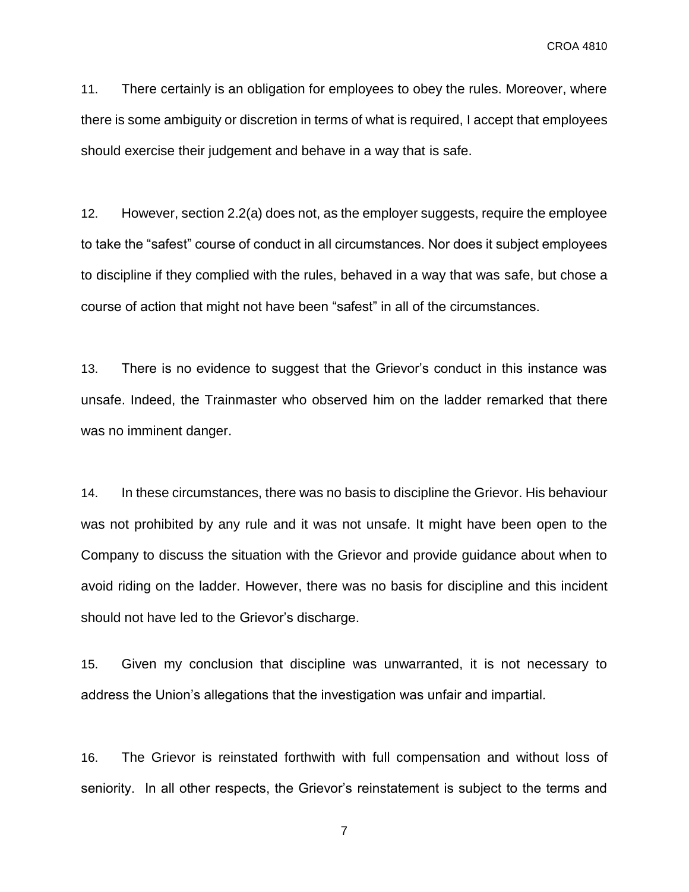11. There certainly is an obligation for employees to obey the rules. Moreover, where there is some ambiguity or discretion in terms of what is required, I accept that employees should exercise their judgement and behave in a way that is safe.

12. However, section 2.2(a) does not, as the employer suggests, require the employee to take the "safest" course of conduct in all circumstances. Nor does it subject employees to discipline if they complied with the rules, behaved in a way that was safe, but chose a course of action that might not have been "safest" in all of the circumstances.

13. There is no evidence to suggest that the Grievor's conduct in this instance was unsafe. Indeed, the Trainmaster who observed him on the ladder remarked that there was no imminent danger.

14. In these circumstances, there was no basis to discipline the Grievor. His behaviour was not prohibited by any rule and it was not unsafe. It might have been open to the Company to discuss the situation with the Grievor and provide guidance about when to avoid riding on the ladder. However, there was no basis for discipline and this incident should not have led to the Grievor's discharge.

15. Given my conclusion that discipline was unwarranted, it is not necessary to address the Union's allegations that the investigation was unfair and impartial.

16. The Grievor is reinstated forthwith with full compensation and without loss of seniority. In all other respects, the Grievor's reinstatement is subject to the terms and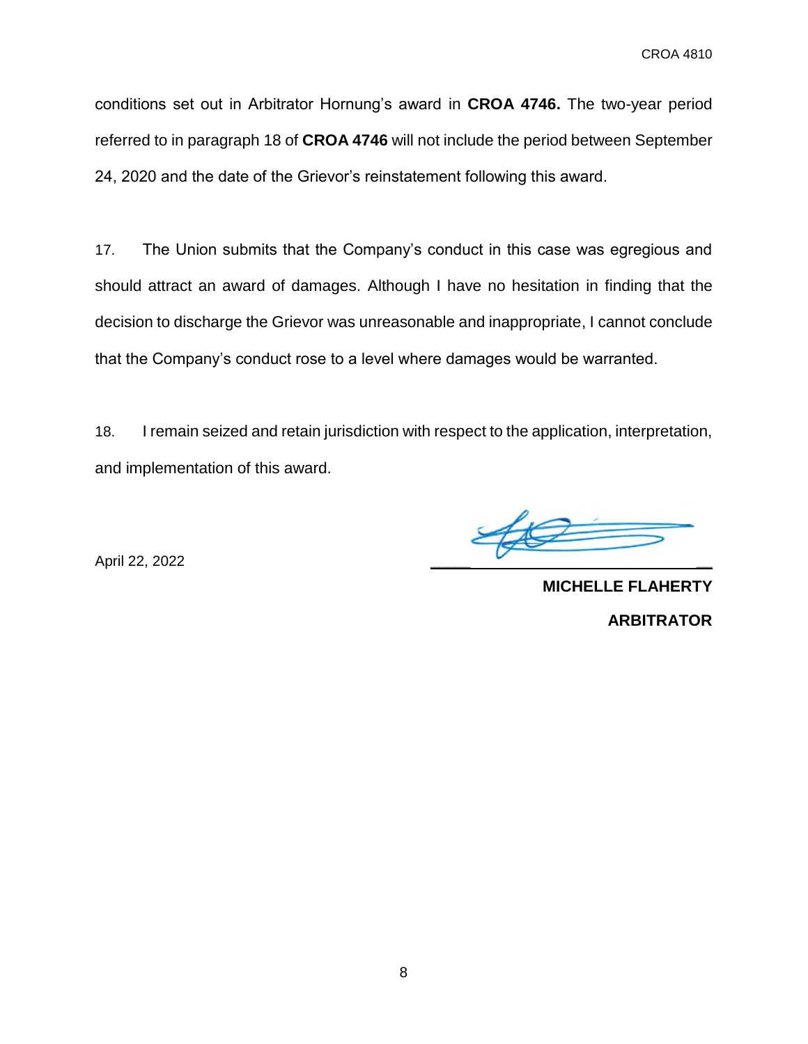conditions set out in Arbitrator Hornung's award in **CROA 4746.** The two-year period referred to in paragraph 18 of **CROA 4746** will not include the period between September 24, 2020 and the date of the Grievor's reinstatement following this award.

17. The Union submits that the Company's conduct in this case was egregious and should attract an award of damages. Although I have no hesitation in finding that the decision to discharge the Grievor was unreasonable and inappropriate, I cannot conclude that the Company's conduct rose to a level where damages would be warranted.

18. I remain seized and retain jurisdiction with respect to the application, interpretation, and implementation of this award.

April 22, 2022

**MICHELLE FLAHERTY**

**ARBITRATOR**